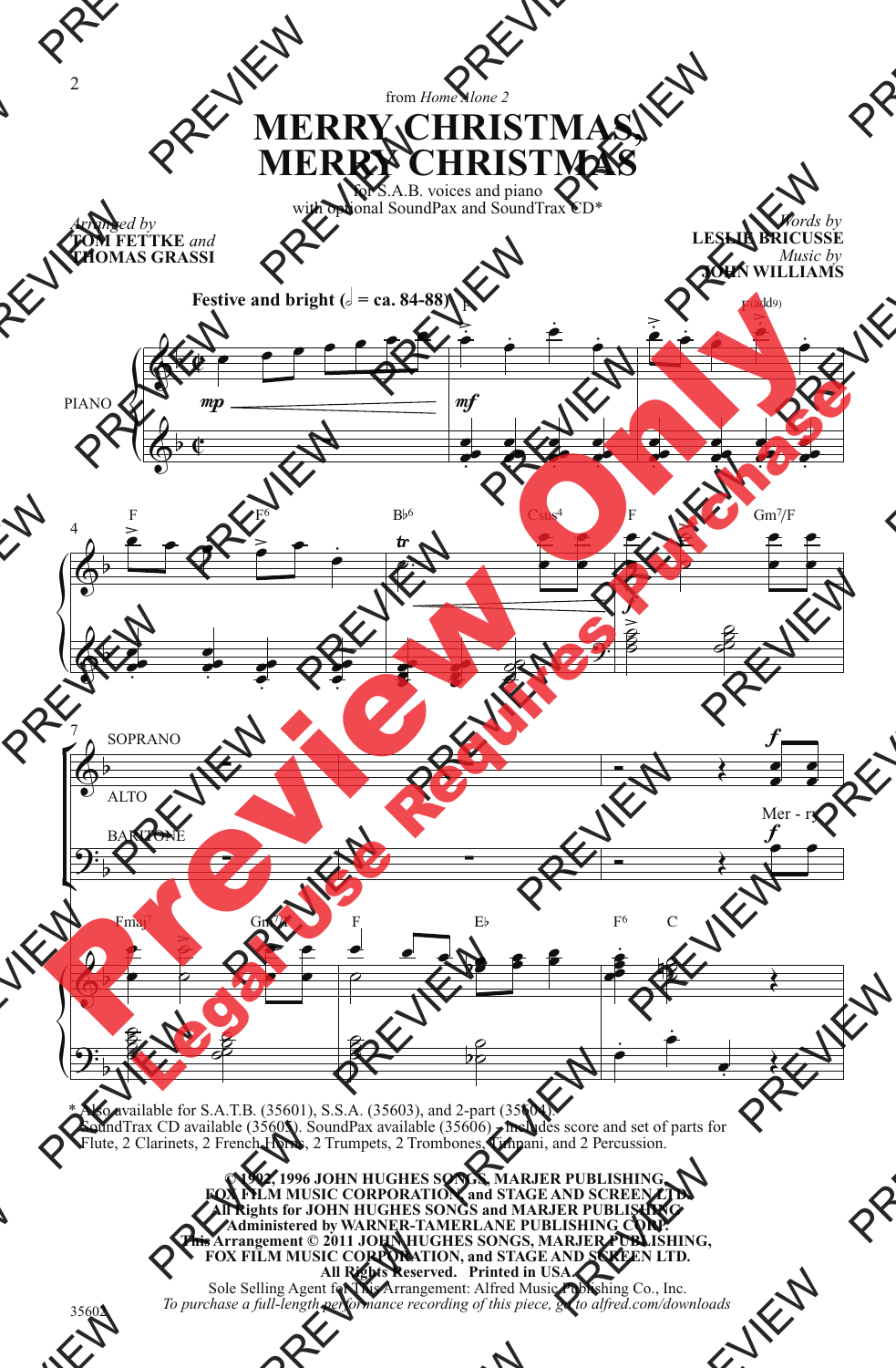from *Home Alone 2*

# MERRY CHRISTMAS, MERRY CHRISTMAS

for S.A.B. voices and piano
with optional SoundPax and SoundTrax CD*

*Arranged by*
**TOM FETTKE** *and*
**THOMAS GRASSI**

*Words by*
**LESLIE BRICUSSE**
*Music by*
**JOHN WILLIAMS**

**Festive and bright (𝅗𝅥 = ca. 84-88)**

\* Also available for S.A.T.B. (35601), S.S.A. (35603), and 2-part (35604).
SoundTrax CD available (35605). SoundPax available (35606) - includes score and set of parts for Flute, 2 Clarinets, 2 French Horns, 2 Trumpets, 2 Trombones, Timpani, and 2 Percussion.

**© 1992, 1996 JOHN HUGHES SONGS, MARJER PUBLISHING, FOX FILM MUSIC CORPORATION and STAGE AND SCREEN LTD.**
**All Rights for JOHN HUGHES SONGS and MARJER PUBLISHING Administered by WARNER-TAMERLANE PUBLISHING CORP.**
**This Arrangement © 2011 JOHN HUGHES SONGS, MARJER PUBLISHING, FOX FILM MUSIC CORPORATION, and STAGE AND SCREEN LTD.**
**All Rights Reserved. Printed in USA.**
Sole Selling Agent for This Arrangement: Alfred Music Publishing Co., Inc.
*To purchase a full-length performance recording of this piece, go to alfred.com/downloads*

35602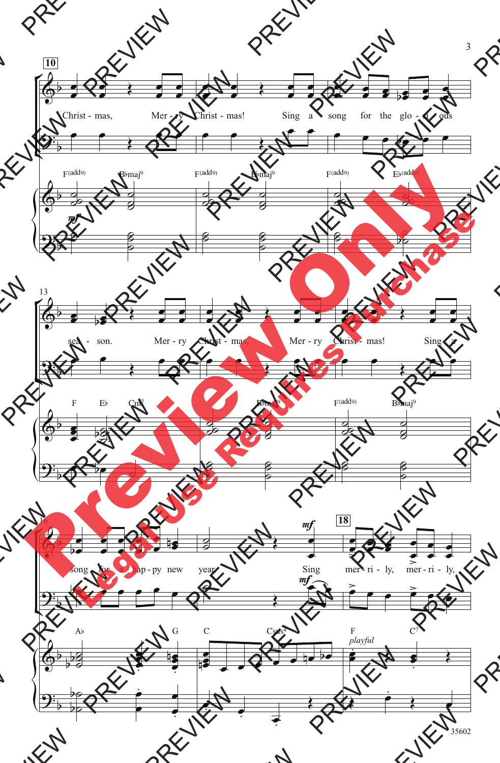10

Christ - mas, Mer - ry Christ - mas! Sing a song for the glo - ri - ous

F(add9) B♭maj9 F(add9) B♭maj9 F(add9) E♭(add9)

*mf*

13

sea - son. Mer - ry Christ - mas, Mer - ry Christ - mas! Sing a

F E♭ Cm7 F(add9) B♭maj9 F(add9) B♭maj9

16

song for a hap - py new year. Sing mer - ri - ly, mer - ri - ly,

*mf*

18

A♭ G C Csus4 F C7

*playful*

35602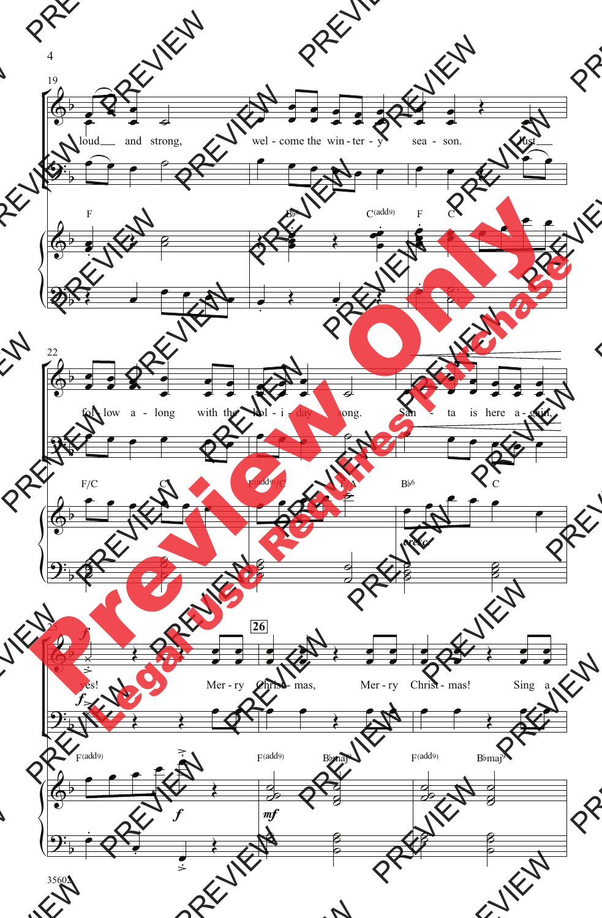19

loud and strong, wel - come the win - ter - y sea - son. Just

F Bb6 C(add9) F C

22

fol - low a - long with the hol - i - day song. San - ta is here a - gain,

F/C C F(add9)/C F/A Bb6 C

*cresc.*

25

*f*

yes! Mer - ry Christ - mas, Mer - ry Christ - mas! Sing a

**26**

F(add9) F(add9) Bbmaj9 F(add9) Bbmaj9

*f* *mf*

35602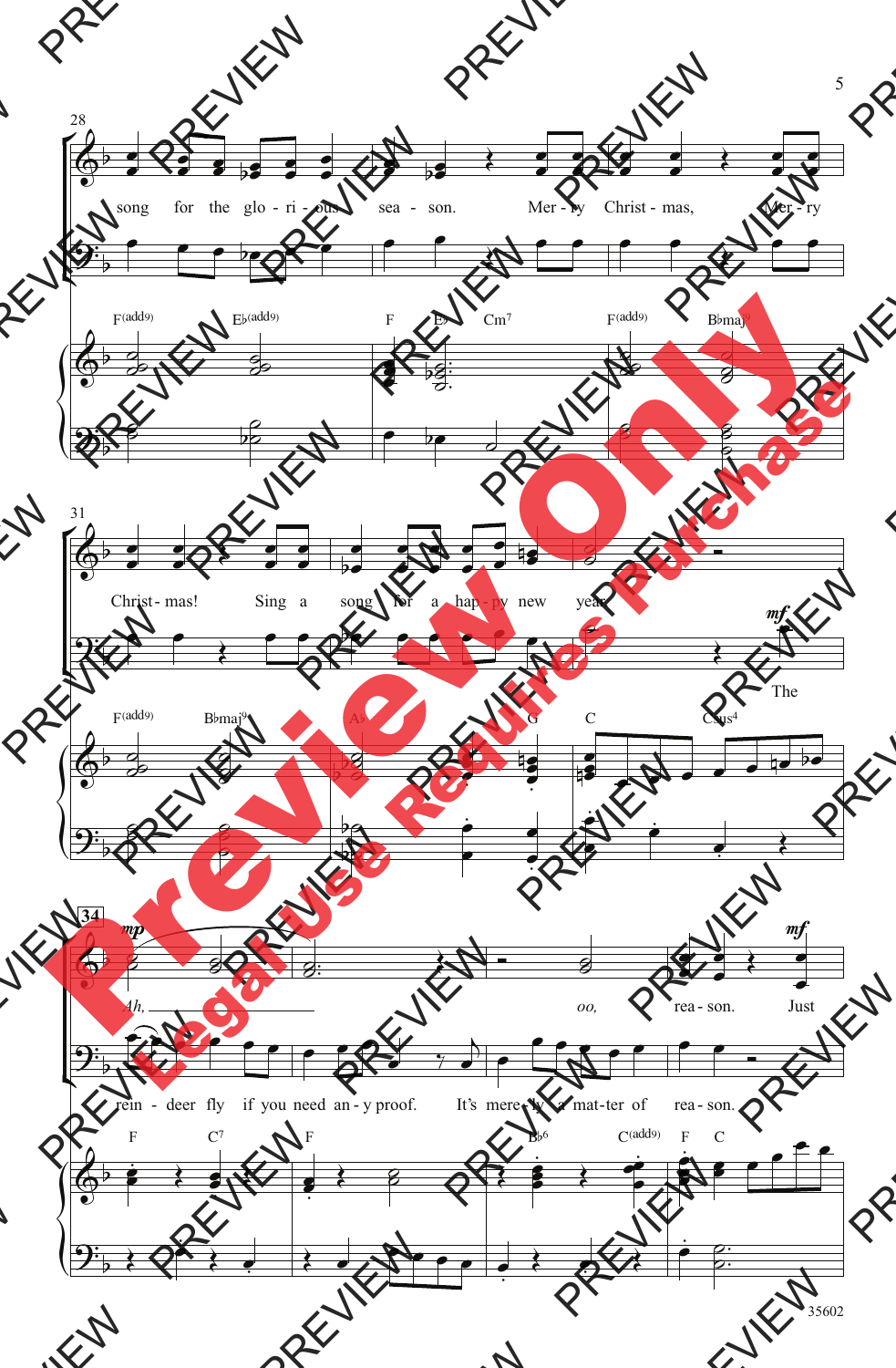28

song for the glo - ri - ous sea - son. Mer - ry Christ - mas, Mer - ry

F(add9) E♭(add9) F E♭ Cm7 F(add9) B♭maj9

31

Christ - mas! Sing a song for a hap - py new year.

*mf*

The

F(add9) B♭maj9 A♭ G C Csus4

34

*mp*

Ah, oo, rea - son.

*mf*

Just

rein - deer fly if you need an - y proof. It's mere - ly a mat - ter of rea - son.

F C7 F B♭6 C(add9) F C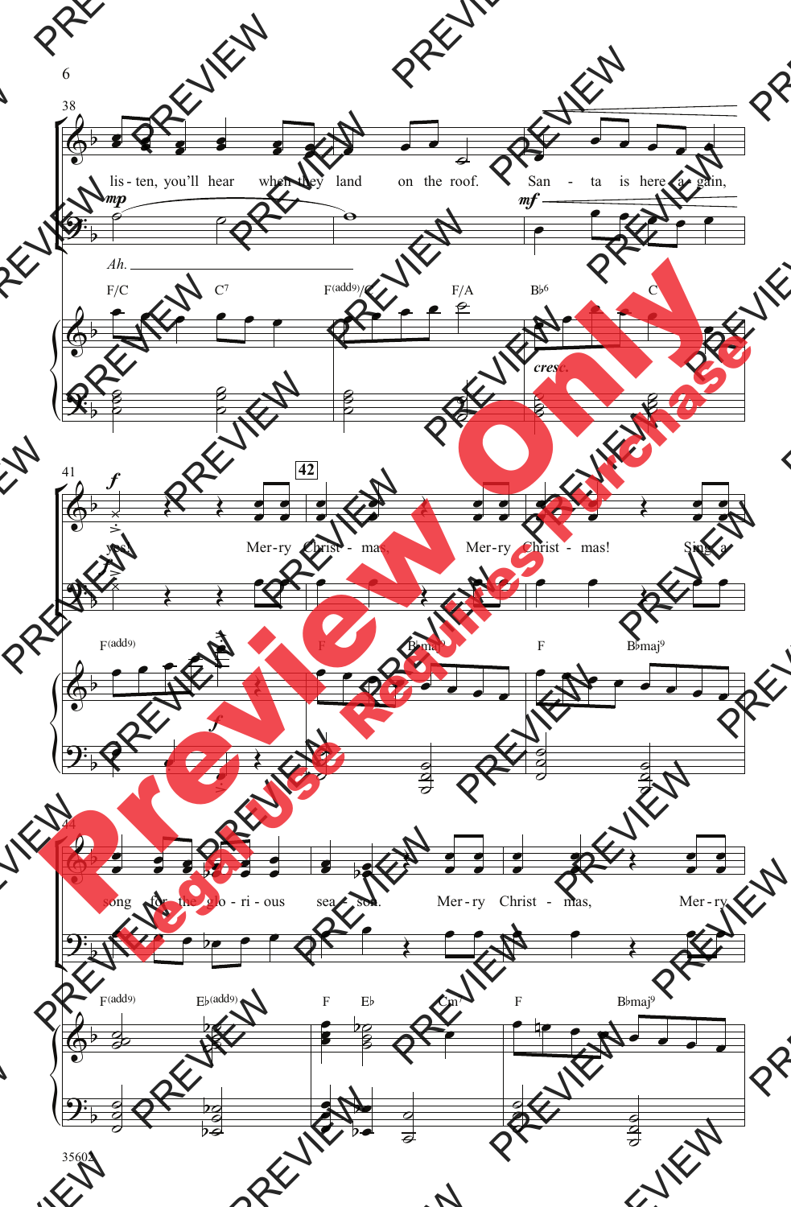38

lis - ten, you'll hear when they land on the roof. San - ta is here a - gain,

*mp*

Ah.

*mf*

F/C C7 F(add9)/C F/A B♭6 C

*cresc.*

41

*f*

yes! Mer - ry Christ - mas, Mer - ry Christ - mas! Sing a

**42**

F(add9) F B♭maj9 F B♭maj9

*f*

44

song for the glo - ri - ous sea - son. Mer - ry Christ - mas, Mer - ry

F(add9) E♭(add9) F E♭ Cm7 F B♭maj9

35602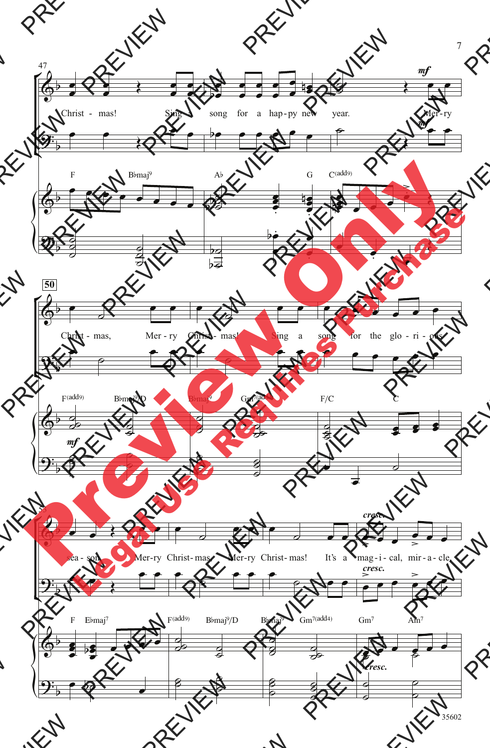Christ - mas! Sing a song for a hap-py new year. Mer-ry

Christ - mas, Mer - ry Christ - mas! Sing a song for the glo - ri - ous

sea - son. Mer-ry Christ-mas, Mer-ry Christ-mas! It's a mag - i - cal, mir - a - cle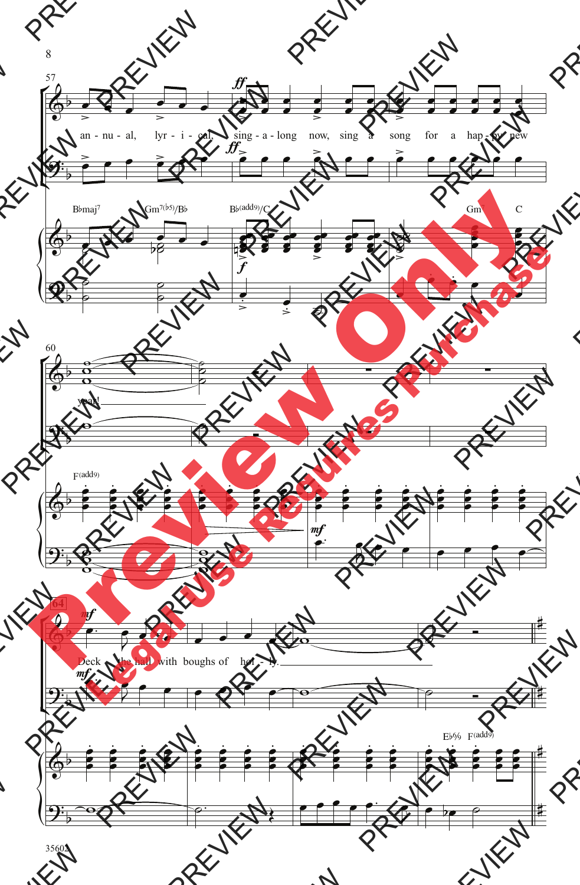57

an - nu - al, lyr - i - cal, sing - a - long now, sing a song for a hap - py new

B♭maj7 Gm7(♭5)/B♭ B♭(add9)/C Gm7 C

60

year!

F(add9)

64

Deck the hall with boughs of hol - ly.

E♭% F(add9)

35602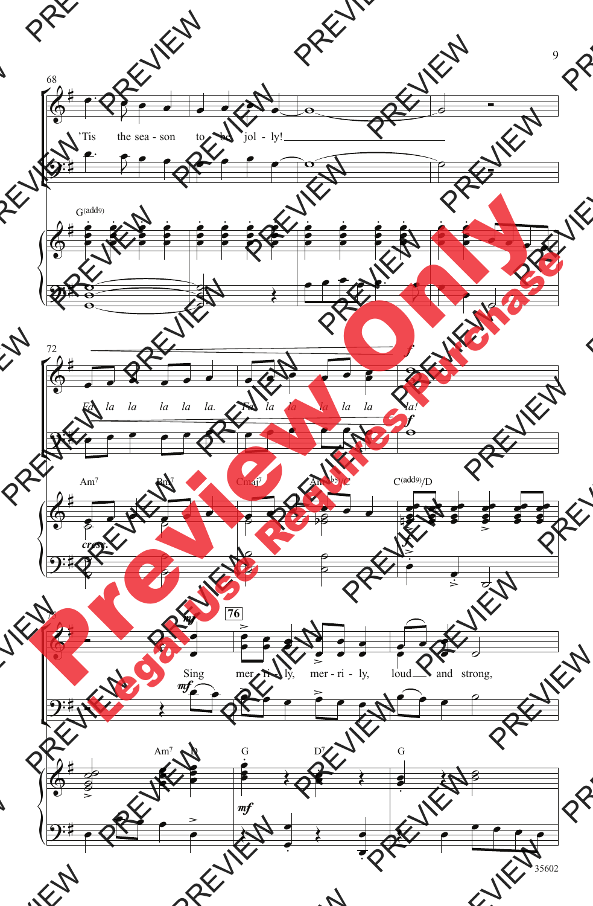68

'Tis the sea - son to be jol - ly!

G(add9)

72

Fa la la la la la. Fa la la la la la la!

Am7 Bm7 Cmaj7 Am7(b5)/C C(add9)/D

*cresc.*

*f*

76

*mf*

Sing mer - ri - ly, mer - ri - ly, loud and strong,

Am7 D G D7 G

*mf*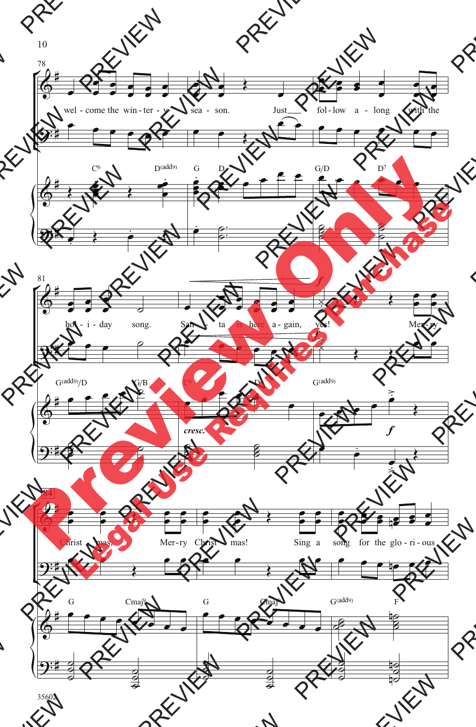78

wel - come the win - ter - y sea - son. Just fol - low a - long with the

C6 D(add9) G D G/D D7

81

hol - i - day song. San - ta is here a - gain, yes! Mer - ry

G(add9)/D G/B C6 D G(add9)

cresc.

*f*

84

Christ - mas, Mer - ry Christ - mas! Sing a song for the glo - ri - ous

G Cmaj9 G Cmaj9 G(add9) F

35602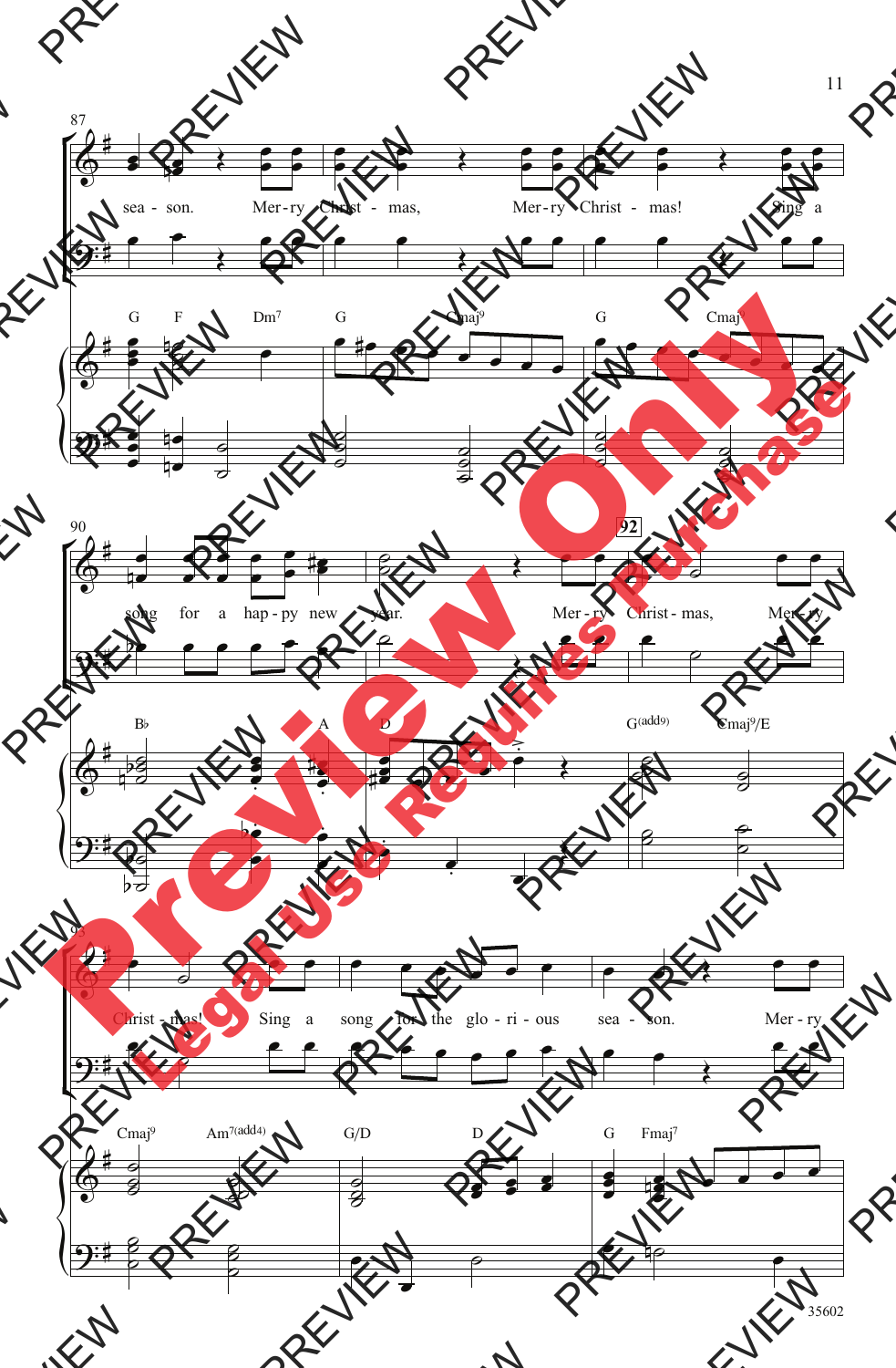87

sea - son. Mer - ry Christ - mas, Mer - ry Christ - mas! Sing a

G F Dm7 G Cmaj9 G Cmaj9

90

song for a hap - py new year. Mer - ry Christ - mas, Mer - ry

**92**

B♭ A D G(add9) Cmaj9/E

93

Christ - mas! Sing a song for the glo - ri - ous sea - son. Mer - ry

Cmaj9 Am7(add4) G/D D G Fmaj7

35602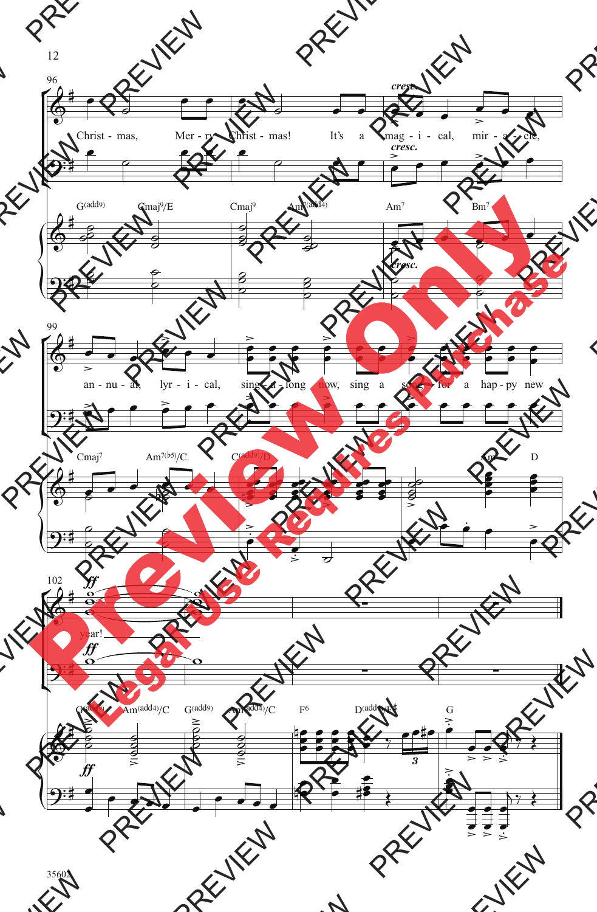Christ - mas, Mer - ry Christ - mas! It's a mag - i - cal, mir - a - cle,

an - nu - al, lyr - i - cal, sing - a - long now, sing a song for a hap - py new

year!